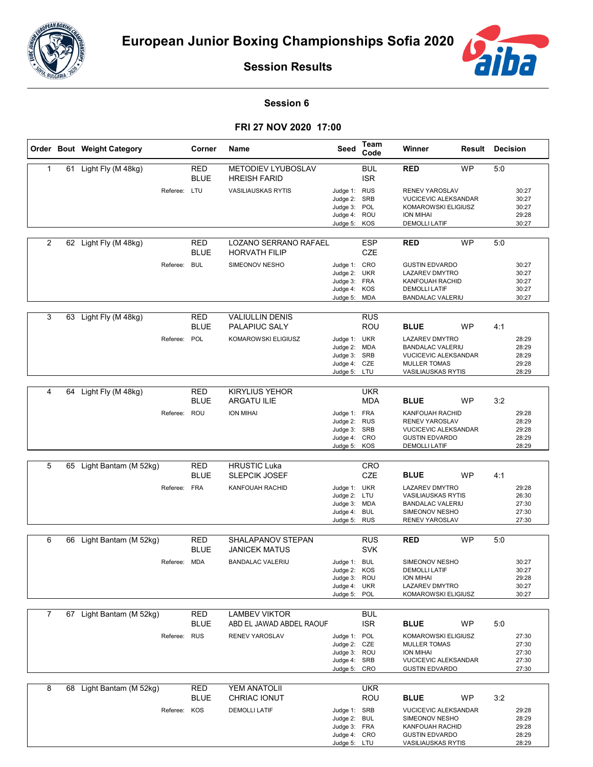# European Junior Boxing Championships Sofia 2020

## Session Results

### Session 6

### FRI 27 NOV 2020 17:00

| Order | Bout | Weight Category | Corner | Name | Seed | Team Code | Winner | Result | Decision |
|---|---|---|---|---|---|---|---|---|---|
| 1 | 61 | Light Fly (M 48kg) | RED | METODIEV LYUBOSLAV | | BUL | RED | WP | 5:0 |
| | | | BLUE | HREISH FARID | | ISR | | | |
| | | Referee: | LTU | VASILIAUSKAS RYTIS | Judge 1: | RUS | RENEV YAROSLAV | | 30:27 |
| | | | | | Judge 2: | SRB | VUCICEVIC ALEKSANDAR | | 30:27 |
| | | | | | Judge 3: | POL | KOMAROWSKI ELIGIUSZ | | 30:27 |
| | | | | | Judge 4: | ROU | ION MIHAI | | 29:28 |
| | | | | | Judge 5: | KOS | DEMOLLI LATIF | | 30:27 |
| 2 | 62 | Light Fly (M 48kg) | RED | LOZANO SERRANO RAFAEL | | ESP | RED | WP | 5:0 |
| | | | BLUE | HORVATH FILIP | | CZE | | | |
| | | Referee: | BUL | SIMEONOV NESHO | Judge 1: | CRO | GUSTIN EDVARDO | | 30:27 |
| | | | | | Judge 2: | UKR | LAZAREV DMYTRO | | 30:27 |
| | | | | | Judge 3: | FRA | KANFOUAH RACHID | | 30:27 |
| | | | | | Judge 4: | KOS | DEMOLLI LATIF | | 30:27 |
| | | | | | Judge 5: | MDA | BANDALAC VALERIU | | 30:27 |
| 3 | 63 | Light Fly (M 48kg) | RED | VALIULLIN DENIS | | RUS | | | |
| | | | BLUE | PALAPIUC SALY | | ROU | BLUE | WP | 4:1 |
| | | Referee: | POL | KOMAROWSKI ELIGIUSZ | Judge 1: | UKR | LAZAREV DMYTRO | | 28:29 |
| | | | | | Judge 2: | MDA | BANDALAC VALERIU | | 28:29 |
| | | | | | Judge 3: | SRB | VUCICEVIC ALEKSANDAR | | 28:29 |
| | | | | | Judge 4: | CZE | MULLER TOMAS | | 29:28 |
| | | | | | Judge 5: | LTU | VASILIAUSKAS RYTIS | | 28:29 |
| 4 | 64 | Light Fly (M 48kg) | RED | KIRYLIUS YEHOR | | UKR | | | |
| | | | BLUE | ARGATU ILIE | | MDA | BLUE | WP | 3:2 |
| | | Referee: | ROU | ION MIHAI | Judge 1: | FRA | KANFOUAH RACHID | | 29:28 |
| | | | | | Judge 2: | RUS | RENEV YAROSLAV | | 28:29 |
| | | | | | Judge 3: | SRB | VUCICEVIC ALEKSANDAR | | 29:28 |
| | | | | | Judge 4: | CRO | GUSTIN EDVARDO | | 28:29 |
| | | | | | Judge 5: | KOS | DEMOLLI LATIF | | 28:29 |
| 5 | 65 | Light Bantam (M 52kg) | RED | HRUSTIC Luka | | CRO | | | |
| | | | BLUE | SLEPCIK JOSEF | | CZE | BLUE | WP | 4:1 |
| | | Referee: | FRA | KANFOUAH RACHID | Judge 1: | UKR | LAZAREV DMYTRO | | 29:28 |
| | | | | | Judge 2: | LTU | VASILIAUSKAS RYTIS | | 26:30 |
| | | | | | Judge 3: | MDA | BANDALAC VALERIU | | 27:30 |
| | | | | | Judge 4: | BUL | SIMEONOV NESHO | | 27:30 |
| | | | | | Judge 5: | RUS | RENEV YAROSLAV | | 27:30 |
| 6 | 66 | Light Bantam (M 52kg) | RED | SHALAPANOV STEPAN | | RUS | RED | WP | 5:0 |
| | | | BLUE | JANICEK MATUS | | SVK | | | |
| | | Referee: | MDA | BANDALAC VALERIU | Judge 1: | BUL | SIMEONOV NESHO | | 30:27 |
| | | | | | Judge 2: | KOS | DEMOLLI LATIF | | 30:27 |
| | | | | | Judge 3: | ROU | ION MIHAI | | 29:28 |
| | | | | | Judge 4: | UKR | LAZAREV DMYTRO | | 30:27 |
| | | | | | Judge 5: | POL | KOMAROWSKI ELIGIUSZ | | 30:27 |
| 7 | 67 | Light Bantam (M 52kg) | RED | LAMBEV VIKTOR | | BUL | | | |
| | | | BLUE | ABD EL JAWAD ABDEL RAOUF | | ISR | BLUE | WP | 5:0 |
| | | Referee: | RUS | RENEV YAROSLAV | Judge 1: | POL | KOMAROWSKI ELIGIUSZ | | 27:30 |
| | | | | | Judge 2: | CZE | MULLER TOMAS | | 27:30 |
| | | | | | Judge 3: | ROU | ION MIHAI | | 27:30 |
| | | | | | Judge 4: | SRB | VUCICEVIC ALEKSANDAR | | 27:30 |
| | | | | | Judge 5: | CRO | GUSTIN EDVARDO | | 27:30 |
| 8 | 68 | Light Bantam (M 52kg) | RED | YEM ANATOLII | | UKR | | | |
| | | | BLUE | CHRIAC IONUT | | ROU | BLUE | WP | 3:2 |
| | | Referee: | KOS | DEMOLLI LATIF | Judge 1: | SRB | VUCICEVIC ALEKSANDAR | | 29:28 |
| | | | | | Judge 2: | BUL | SIMEONOV NESHO | | 28:29 |
| | | | | | Judge 3: | FRA | KANFOUAH RACHID | | 29:28 |
| | | | | | Judge 4: | CRO | GUSTIN EDVARDO | | 28:29 |
| | | | | | Judge 5: | LTU | VASILIAUSKAS RYTIS | | 28:29 |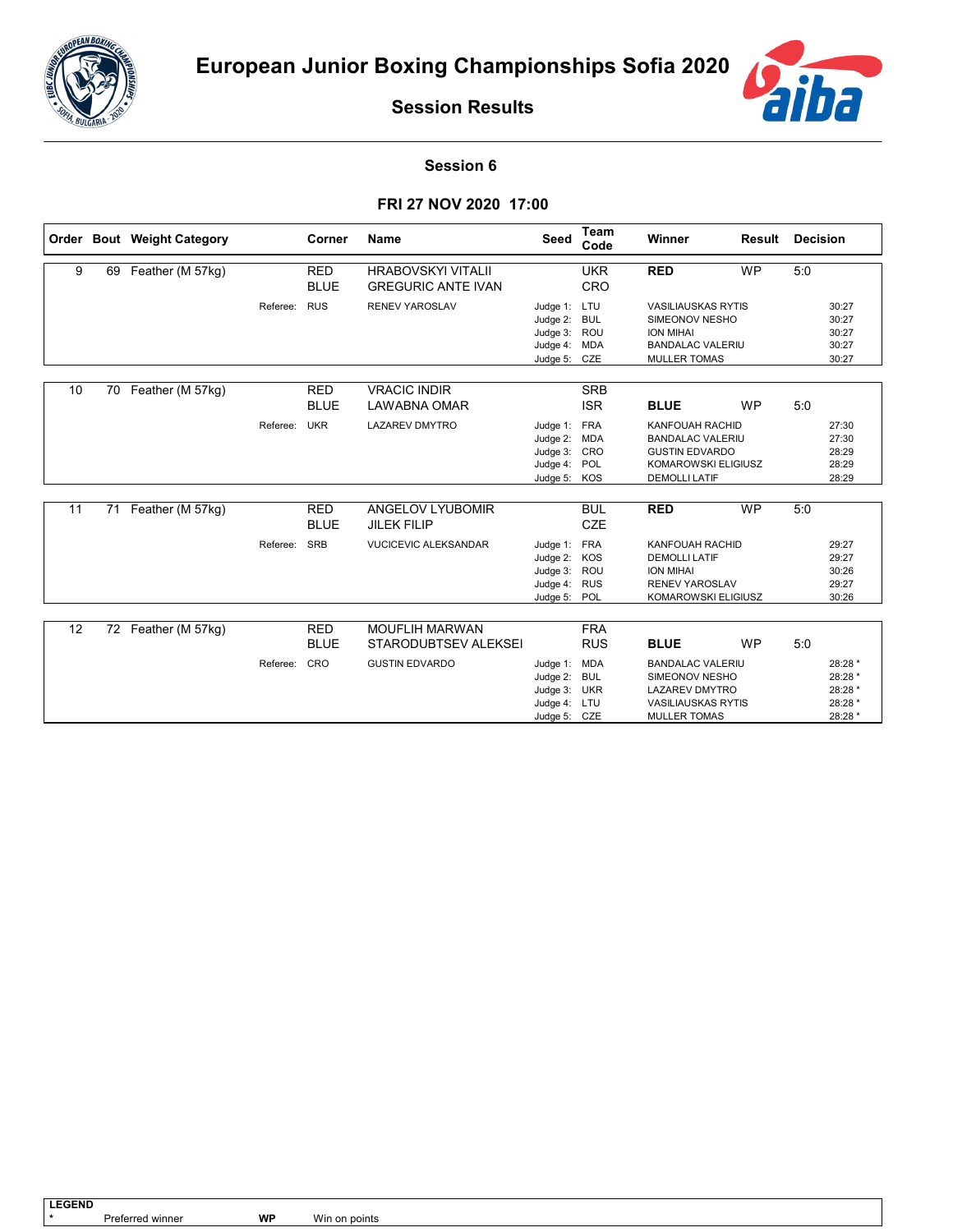# European Junior Boxing Championships Sofia 2020

## Session Results

### Session 6

### FRI 27 NOV 2020 17:00

| Order | Bout | Weight Category | Corner | Name | Seed | Team Code | Winner | Result | Decision |
|---|---|---|---|---|---|---|---|---|---|
| 9 | 69 | Feather (M 57kg) | RED | HRABOVSKYI VITALII | | UKR | **RED** | WP | 5:0 |
| | | | BLUE | GREGURIC ANTE IVAN | | CRO | | | |
| | | Referee: | RUS | RENEV YAROSLAV | Judge 1: | LTU | VASILIAUSKAS RYTIS | | 30:27 |
| | | | | | Judge 2: | BUL | SIMEONOV NESHO | | 30:27 |
| | | | | | Judge 3: | ROU | ION MIHAI | | 30:27 |
| | | | | | Judge 4: | MDA | BANDALAC VALERIU | | 30:27 |
| | | | | | Judge 5: | CZE | MULLER TOMAS | | 30:27 |
| 10 | 70 | Feather (M 57kg) | RED | VRACIC INDIR | | SRB | | | |
| | | | BLUE | LAWABNA OMAR | | ISR | **BLUE** | WP | 5:0 |
| | | Referee: | UKR | LAZAREV DMYTRO | Judge 1: | FRA | KANFOUAH RACHID | | 27:30 |
| | | | | | Judge 2: | MDA | BANDALAC VALERIU | | 27:30 |
| | | | | | Judge 3: | CRO | GUSTIN EDVARDO | | 28:29 |
| | | | | | Judge 4: | POL | KOMAROWSKI ELIGIUSZ | | 28:29 |
| | | | | | Judge 5: | KOS | DEMOLLI LATIF | | 28:29 |
| 11 | 71 | Feather (M 57kg) | RED | ANGELOV LYUBOMIR | | BUL | **RED** | WP | 5:0 |
| | | | BLUE | JILEK FILIP | | CZE | | | |
| | | Referee: | SRB | VUCICEVIC ALEKSANDAR | Judge 1: | FRA | KANFOUAH RACHID | | 29:27 |
| | | | | | Judge 2: | KOS | DEMOLLI LATIF | | 29:27 |
| | | | | | Judge 3: | ROU | ION MIHAI | | 30:26 |
| | | | | | Judge 4: | RUS | RENEV YAROSLAV | | 29:27 |
| | | | | | Judge 5: | POL | KOMAROWSKI ELIGIUSZ | | 30:26 |
| 12 | 72 | Feather (M 57kg) | RED | MOUFLIH MARWAN | | FRA | | | |
| | | | BLUE | STARODUBTSEV ALEKSEI | | RUS | **BLUE** | WP | 5:0 |
| | | Referee: | CRO | GUSTIN EDVARDO | Judge 1: | MDA | BANDALAC VALERIU | | 28:28 * |
| | | | | | Judge 2: | BUL | SIMEONOV NESHO | | 28:28 * |
| | | | | | Judge 3: | UKR | LAZAREV DMYTRO | | 28:28 * |
| | | | | | Judge 4: | LTU | VASILIAUSKAS RYTIS | | 28:28 * |
| | | | | | Judge 5: | CZE | MULLER TOMAS | | 28:28 * |

**LEGEND**

| | | | |
|---|---|---|---|
| * | Preferred winner | **WP** | Win on points |